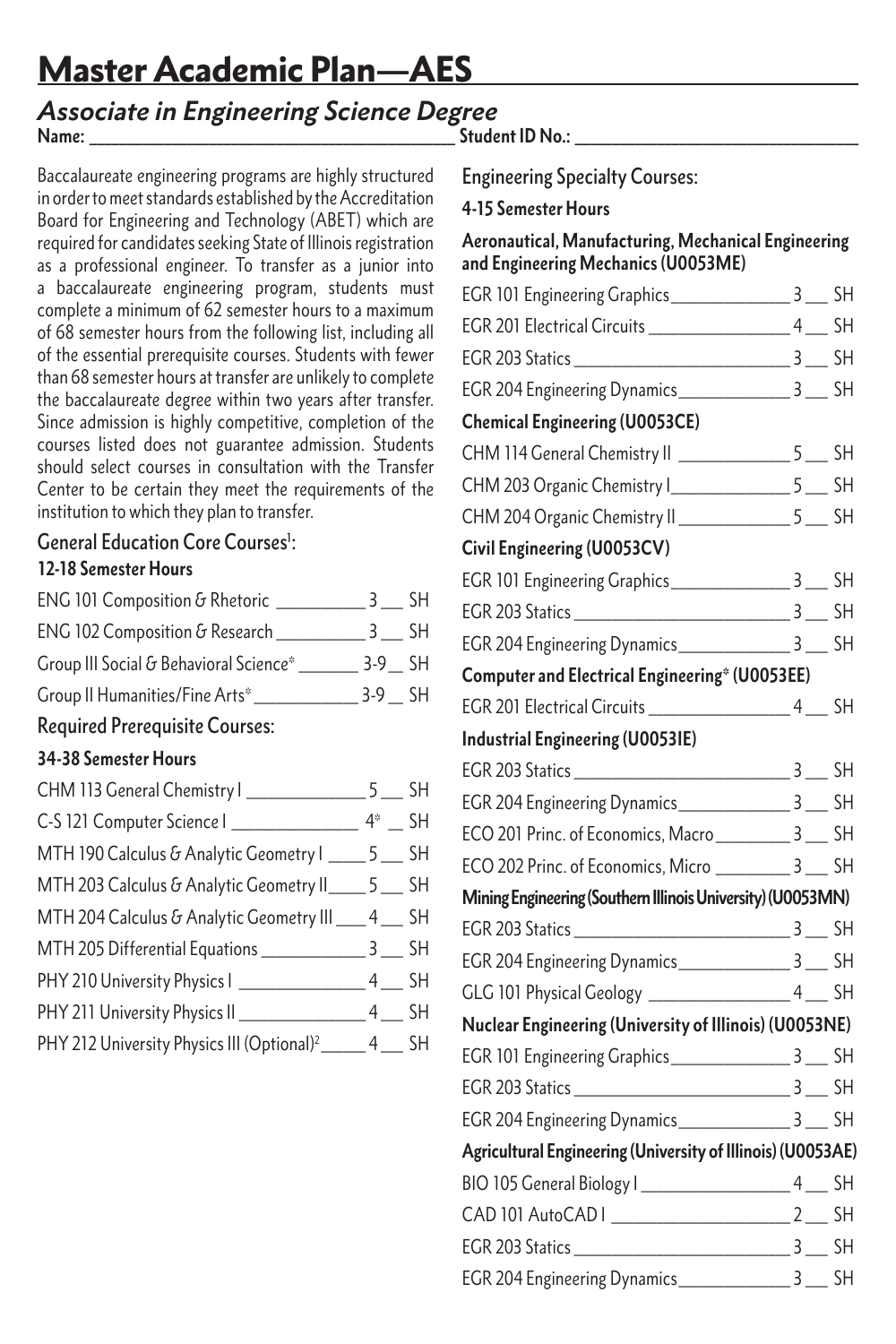# Master Academic Plan—AES

## *Associate in Engineering Science Degree*

Name: ______________________ Student ID No.: ______________________

Baccalaureate engineering programs are highly structured in order to meet standards established by the Accreditation Board for Engineering and Technology (ABET) which are required for candidates seeking State of Illinois registration as a professional engineer. To transfer as a junior into a baccalaureate engineering program, students must complete a minimum of 62 semester hours to a maximum of 68 semester hours from the following list, including all of the essential prerequisite courses. Students with fewer than 68 semester hours at transfer are unlikely to complete the baccalaureate degree within two years after transfer. Since admission is highly competitive, completion of the courses listed does not guarantee admission. Students should select courses in consultation with the Transfer Center to be certain they meet the requirements of the institution to which they plan to transfer.

### General Education Core Courses[1]:

**12-18 Semester Hours**

- ENG 101 Composition & Rhetoric __________ 3 __ SH
- ENG 102 Composition & Research __________ 3 __ SH
- Group III Social & Behavioral Science* _______ 3-9 __ SH
- Group II Humanities/Fine Arts* ____________ 3-9 __ SH

### Required Prerequisite Courses:

**34-38 Semester Hours**

- CHM 113 General Chemistry I ______________ 5 __ SH
- C-S 121 Computer Science I ______________ 4* __ SH
- MTH 190 Calculus & Analytic Geometry I ____ 5 __ SH
- MTH 203 Calculus & Analytic Geometry II ____ 5 __ SH
- MTH 204 Calculus & Analytic Geometry III ___ 4 __ SH
- MTH 205 Differential Equations ____________ 3 __ SH
- PHY 210 University Physics I ______________ 4 __ SH
- PHY 211 University Physics II ______________ 4 __ SH
- PHY 212 University Physics III (Optional)[2] _____ 4 __ SH

### Engineering Specialty Courses:

**4-15 Semester Hours**

**Aeronautical, Manufacturing, Mechanical Engineering and Engineering Mechanics (U0053ME)**

- EGR 101 Engineering Graphics ______________ 3 __ SH
- EGR 201 Electrical Circuits ________________ 4 __ SH
- EGR 203 Statics _________________________ 3 __ SH
- EGR 204 Engineering Dynamics _____________ 3 __ SH

**Chemical Engineering (U0053CE)**

- CHM 114 General Chemistry II _____________ 5 __ SH
- CHM 203 Organic Chemistry I ______________ 5 __ SH
- CHM 204 Organic Chemistry II _____________ 5 __ SH

**Civil Engineering (U0053CV)**

- EGR 101 Engineering Graphics ______________ 3 __ SH
- EGR 203 Statics _________________________ 3 __ SH
- EGR 204 Engineering Dynamics _____________ 3 __ SH

**Computer and Electrical Engineering* (U0053EE)**

- EGR 201 Electrical Circuits ________________ 4 __ SH

**Industrial Engineering (U0053IE)**

- EGR 203 Statics _________________________ 3 __ SH
- EGR 204 Engineering Dynamics _____________ 3 __ SH
- ECO 201 Princ. of Economics, Macro _________ 3 __ SH
- ECO 202 Princ. of Economics, Micro _________ 3 __ SH

**Mining Engineering (Southern Illinois University) (U0053MN)**

- EGR 203 Statics _________________________ 3 __ SH
- EGR 204 Engineering Dynamics _____________ 3 __ SH
- GLG 101 Physical Geology _________________ 4 __ SH

**Nuclear Engineering (University of Illinois) (U0053NE)**

- EGR 101 Engineering Graphics ______________ 3 __ SH
- EGR 203 Statics _________________________ 3 __ SH
- EGR 204 Engineering Dynamics _____________ 3 __ SH

**Agricultural Engineering (University of Illinois) (U0053AE)**

- BIO 105 General Biology I _________________ 4 __ SH
- CAD 101 AutoCAD I _____________________ 2 __ SH
- EGR 203 Statics _________________________ 3 __ SH
- EGR 204 Engineering Dynamics _____________ 3 __ SH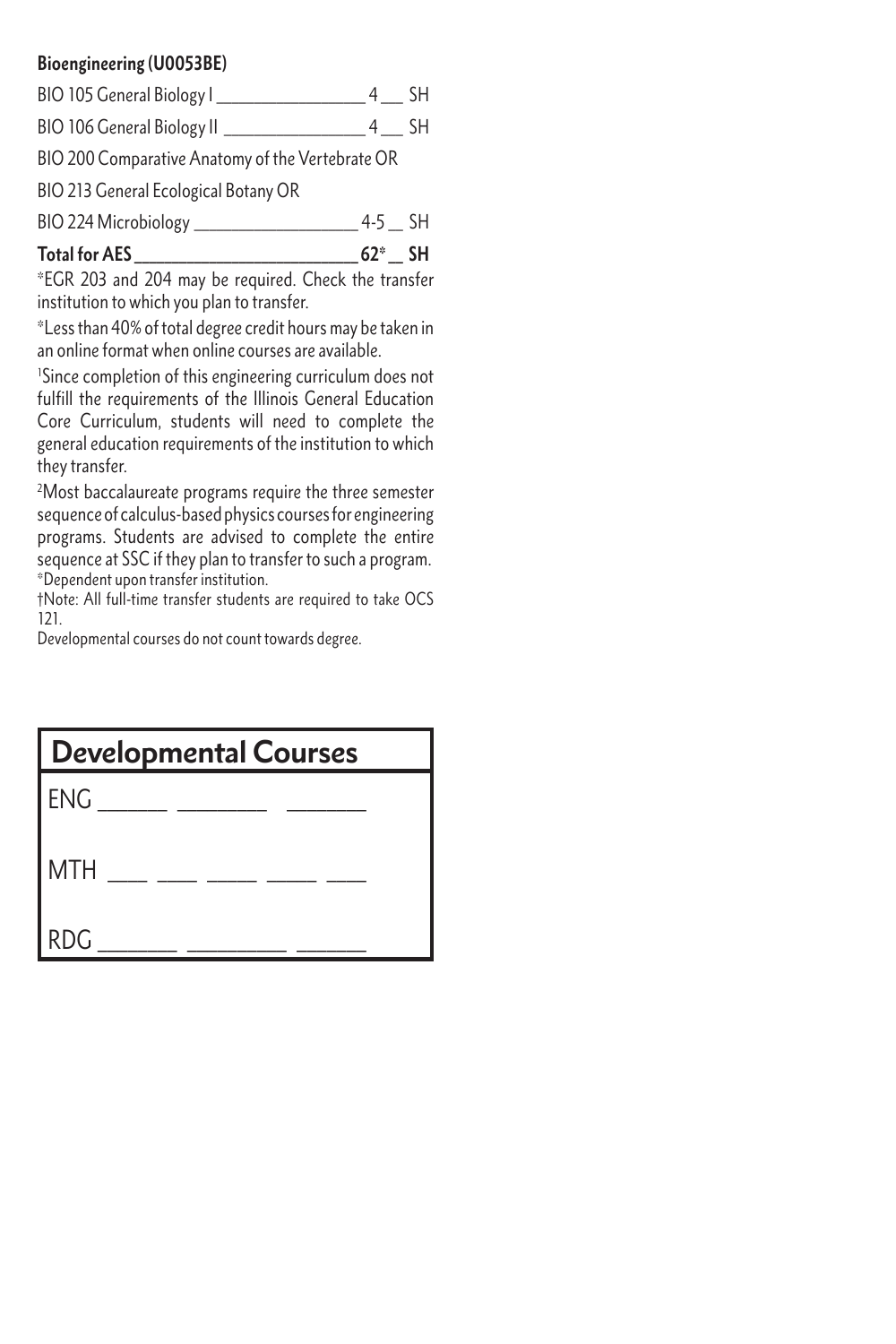**Bioengineering (U0053BE)**

BIO 105 General Biology I ________________ 4 __ SH

BIO 106 General Biology II ________________ 4 __ SH

BIO 200 Comparative Anatomy of the Vertebrate OR

BIO 213 General Ecological Botany OR

BIO 224 Microbiology __________________ 4-5 __ SH

**Total for AES ________________________ 62* __ SH**

*EGR 203 and 204 may be required. Check the transfer institution to which you plan to transfer.

*Less than 40% of total degree credit hours may be taken in an online format when online courses are available.

[1]Since completion of this engineering curriculum does not fulfill the requirements of the Illinois General Education Core Curriculum, students will need to complete the general education requirements of the institution to which they transfer.

[2]Most baccalaureate programs require the three semester sequence of calculus-based physics courses for engineering programs. Students are advised to complete the entire sequence at SSC if they plan to transfer to such a program.

*Dependent upon transfer institution.

†Note: All full-time transfer students are required to take OCS 121.

Developmental courses do not count towards degree.

| Developmental Courses |
| --- |
| ENG ______ ________ _______ |
| MTH ___ ___ ____ ____ ___ |
| RDG _______ _________ ______ |